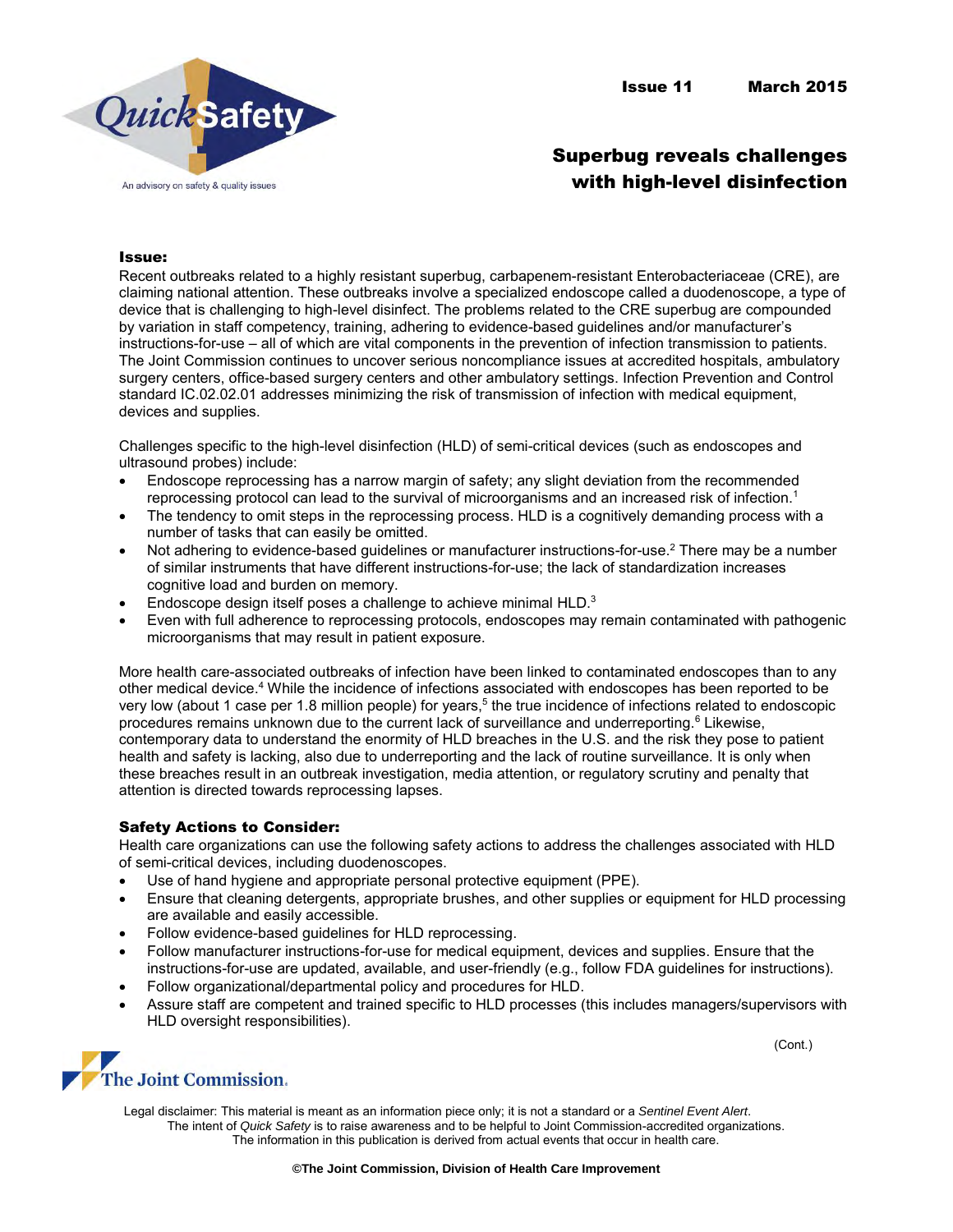Issue 11 March 2015

# Superbug reveals challenges with high-level disinfection

**Issue:**

Recent outbreaks related to a highly resistant superbug, carbapenem-resistant Enterobacteriaceae (CRE), are claiming national attention. These outbreaks involve a specialized endoscope called a duodenoscope, a type of device that is challenging to high-level disinfect. The problems related to the CRE superbug are compounded by variation in staff competency, training, adhering to evidence-based guidelines and/or manufacturer's instructions-for-use – all of which are vital components in the prevention of infection transmission to patients. The Joint Commission continues to uncover serious noncompliance issues at accredited hospitals, ambulatory surgery centers, office-based surgery centers and other ambulatory settings. Infection Prevention and Control standard IC.02.02.01 addresses minimizing the risk of transmission of infection with medical equipment, devices and supplies.

Challenges specific to the high-level disinfection (HLD) of semi-critical devices (such as endoscopes and ultrasound probes) include:

- Endoscope reprocessing has a narrow margin of safety; any slight deviation from the recommended reprocessing protocol can lead to the survival of microorganisms and an increased risk of infection.[1]
- The tendency to omit steps in the reprocessing process. HLD is a cognitively demanding process with a number of tasks that can easily be omitted.
- Not adhering to evidence-based guidelines or manufacturer instructions-for-use.[2] There may be a number of similar instruments that have different instructions-for-use; the lack of standardization increases cognitive load and burden on memory.
- Endoscope design itself poses a challenge to achieve minimal HLD.[3]
- Even with full adherence to reprocessing protocols, endoscopes may remain contaminated with pathogenic microorganisms that may result in patient exposure.

More health care-associated outbreaks of infection have been linked to contaminated endoscopes than to any other medical device.[4] While the incidence of infections associated with endoscopes has been reported to be very low (about 1 case per 1.8 million people) for years,[5] the true incidence of infections related to endoscopic procedures remains unknown due to the current lack of surveillance and underreporting.[6] Likewise, contemporary data to understand the enormity of HLD breaches in the U.S. and the risk they pose to patient health and safety is lacking, also due to underreporting and the lack of routine surveillance. It is only when these breaches result in an outbreak investigation, media attention, or regulatory scrutiny and penalty that attention is directed towards reprocessing lapses.

**Safety Actions to Consider:**

Health care organizations can use the following safety actions to address the challenges associated with HLD of semi-critical devices, including duodenoscopes.

- Use of hand hygiene and appropriate personal protective equipment (PPE).
- Ensure that cleaning detergents, appropriate brushes, and other supplies or equipment for HLD processing are available and easily accessible.
- Follow evidence-based guidelines for HLD reprocessing.
- Follow manufacturer instructions-for-use for medical equipment, devices and supplies. Ensure that the instructions-for-use are updated, available, and user-friendly (e.g., follow FDA guidelines for instructions).
- Follow organizational/departmental policy and procedures for HLD.
- Assure staff are competent and trained specific to HLD processes (this includes managers/supervisors with HLD oversight responsibilities).

(Cont.)

Legal disclaimer: This material is meant as an information piece only; it is not a standard or a *Sentinel Event Alert*. The intent of *Quick Safety* is to raise awareness and to be helpful to Joint Commission-accredited organizations. The information in this publication is derived from actual events that occur in health care.

**©The Joint Commission, Division of Health Care Improvement**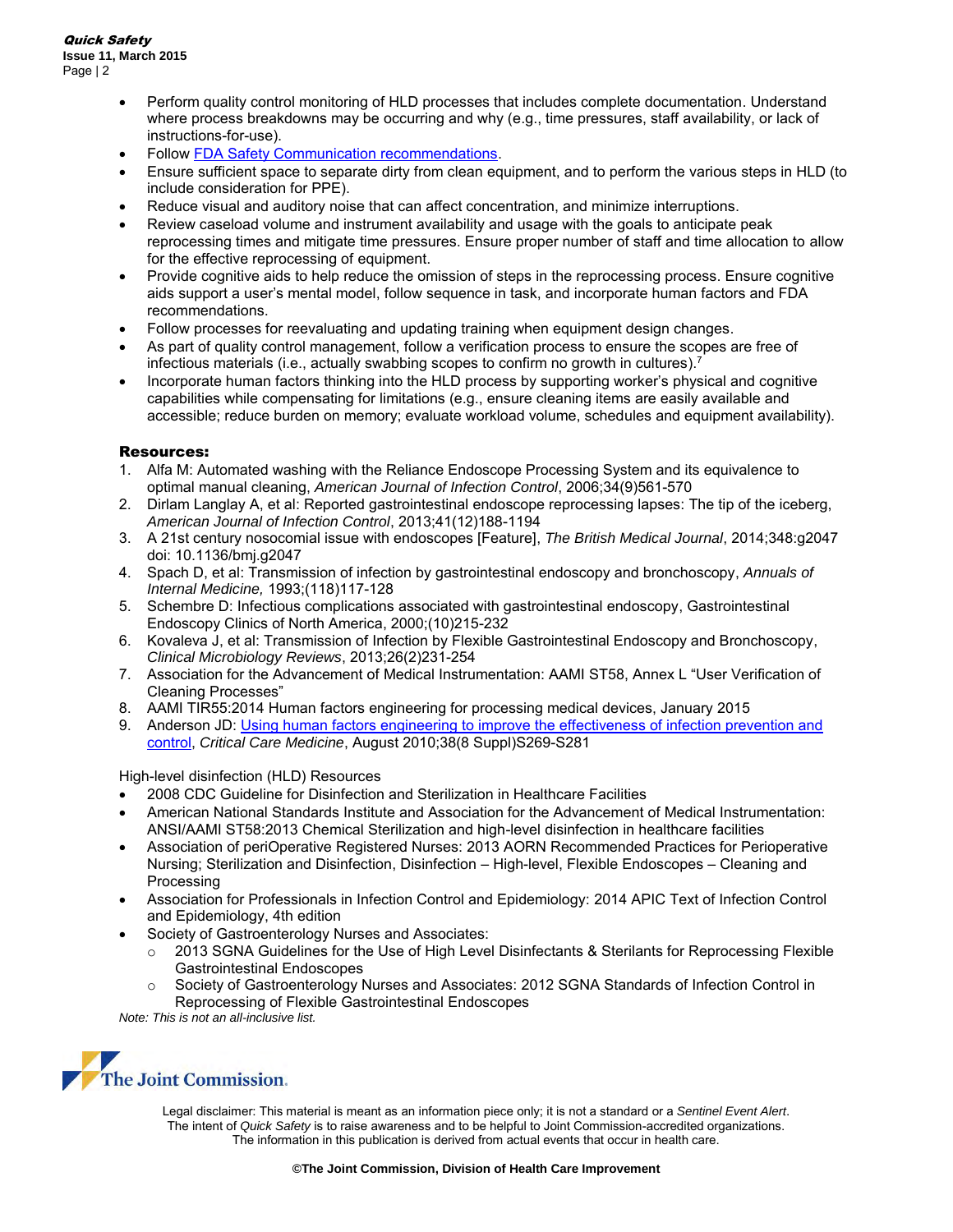- Perform quality control monitoring of HLD processes that includes complete documentation. Understand where process breakdowns may be occurring and why (e.g., time pressures, staff availability, or lack of instructions-for-use).
- Follow [FDA Safety Communication recommendations](#).
- Ensure sufficient space to separate dirty from clean equipment, and to perform the various steps in HLD (to include consideration for PPE).
- Reduce visual and auditory noise that can affect concentration, and minimize interruptions.
- Review caseload volume and instrument availability and usage with the goals to anticipate peak reprocessing times and mitigate time pressures. Ensure proper number of staff and time allocation to allow for the effective reprocessing of equipment.
- Provide cognitive aids to help reduce the omission of steps in the reprocessing process. Ensure cognitive aids support a user's mental model, follow sequence in task, and incorporate human factors and FDA recommendations.
- Follow processes for reevaluating and updating training when equipment design changes.
- As part of quality control management, follow a verification process to ensure the scopes are free of infectious materials (i.e., actually swabbing scopes to confirm no growth in cultures).[7]
- Incorporate human factors thinking into the HLD process by supporting worker's physical and cognitive capabilities while compensating for limitations (e.g., ensure cleaning items are easily available and accessible; reduce burden on memory; evaluate workload volume, schedules and equipment availability).

## Resources:

1. Alfa M: Automated washing with the Reliance Endoscope Processing System and its equivalence to optimal manual cleaning, *American Journal of Infection Control*, 2006;34(9)561-570
2. Dirlam Langlay A, et al: Reported gastrointestinal endoscope reprocessing lapses: The tip of the iceberg, *American Journal of Infection Control*, 2013;41(12)188-1194
3. A 21st century nosocomial issue with endoscopes [Feature], *The British Medical Journal*, 2014;348:g2047 doi: 10.1136/bmj.g2047
4. Spach D, et al: Transmission of infection by gastrointestinal endoscopy and bronchoscopy, *Annals of Internal Medicine,* 1993;(118)117-128
5. Schembre D: Infectious complications associated with gastrointestinal endoscopy, Gastrointestinal Endoscopy Clinics of North America, 2000;(10)215-232
6. Kovaleva J, et al: Transmission of Infection by Flexible Gastrointestinal Endoscopy and Bronchoscopy, *Clinical Microbiology Reviews*, 2013;26(2)231-254
7. Association for the Advancement of Medical Instrumentation: AAMI ST58, Annex L "User Verification of Cleaning Processes"
8. AAMI TIR55:2014 Human factors engineering for processing medical devices, January 2015
9. Anderson JD: [Using human factors engineering to improve the effectiveness of infection prevention and control](#), *Critical Care Medicine*, August 2010;38(8 Suppl)S269-S281

High-level disinfection (HLD) Resources

- 2008 CDC Guideline for Disinfection and Sterilization in Healthcare Facilities
- American National Standards Institute and Association for the Advancement of Medical Instrumentation: ANSI/AAMI ST58:2013 Chemical Sterilization and high-level disinfection in healthcare facilities
- Association of periOperative Registered Nurses: 2013 AORN Recommended Practices for Perioperative Nursing; Sterilization and Disinfection, Disinfection – High-level, Flexible Endoscopes – Cleaning and Processing
- Association for Professionals in Infection Control and Epidemiology: 2014 APIC Text of Infection Control and Epidemiology, 4th edition
- Society of Gastroenterology Nurses and Associates:
  - 2013 SGNA Guidelines for the Use of High Level Disinfectants & Sterilants for Reprocessing Flexible Gastrointestinal Endoscopes
  - Society of Gastroenterology Nurses and Associates: 2012 SGNA Standards of Infection Control in Reprocessing of Flexible Gastrointestinal Endoscopes

*Note: This is not an all-inclusive list.*

The Joint Commission

Legal disclaimer: This material is meant as an information piece only; it is not a standard or a *Sentinel Event Alert*. The intent of *Quick Safety* is to raise awareness and to be helpful to Joint Commission-accredited organizations. The information in this publication is derived from actual events that occur in health care.

**©The Joint Commission, Division of Health Care Improvement**